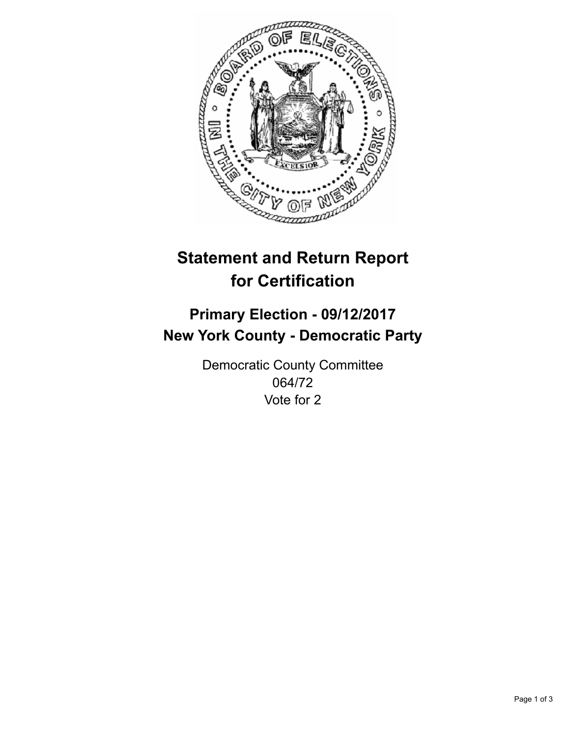# Statement and Return Report for Certification

## Primary Election - 09/12/2017
## New York County - Democratic Party

Democratic County Committee
064/72
Vote for 2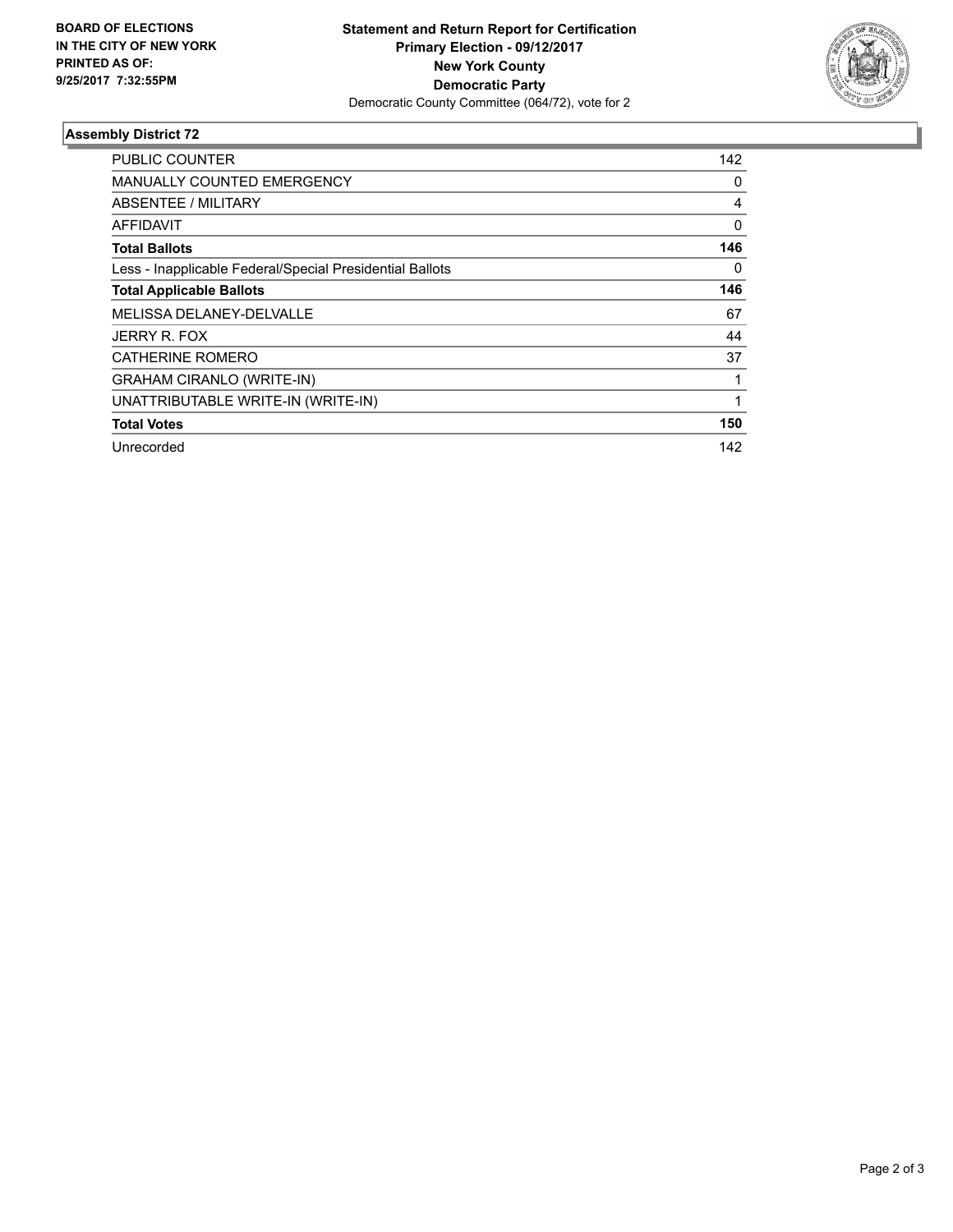BOARD OF ELECTIONS
IN THE CITY OF NEW YORK
PRINTED AS OF:
9/25/2017 7:32:55PM

**Statement and Return Report for Certification**
**Primary Election - 09/12/2017**
**New York County**
**Democratic Party**
Democratic County Committee (064/72), vote for 2

## Assembly District 72

| | |
|---|---|
| PUBLIC COUNTER | 142 |
| MANUALLY COUNTED EMERGENCY | 0 |
| ABSENTEE / MILITARY | 4 |
| AFFIDAVIT | 0 |
| **Total Ballots** | **146** |
| Less - Inapplicable Federal/Special Presidential Ballots | 0 |
| **Total Applicable Ballots** | **146** |
| MELISSA DELANEY-DELVALLE | 67 |
| JERRY R. FOX | 44 |
| CATHERINE ROMERO | 37 |
| GRAHAM CIRANLO (WRITE-IN) | 1 |
| UNATTRIBUTABLE WRITE-IN (WRITE-IN) | 1 |
| **Total Votes** | **150** |
| Unrecorded | 142 |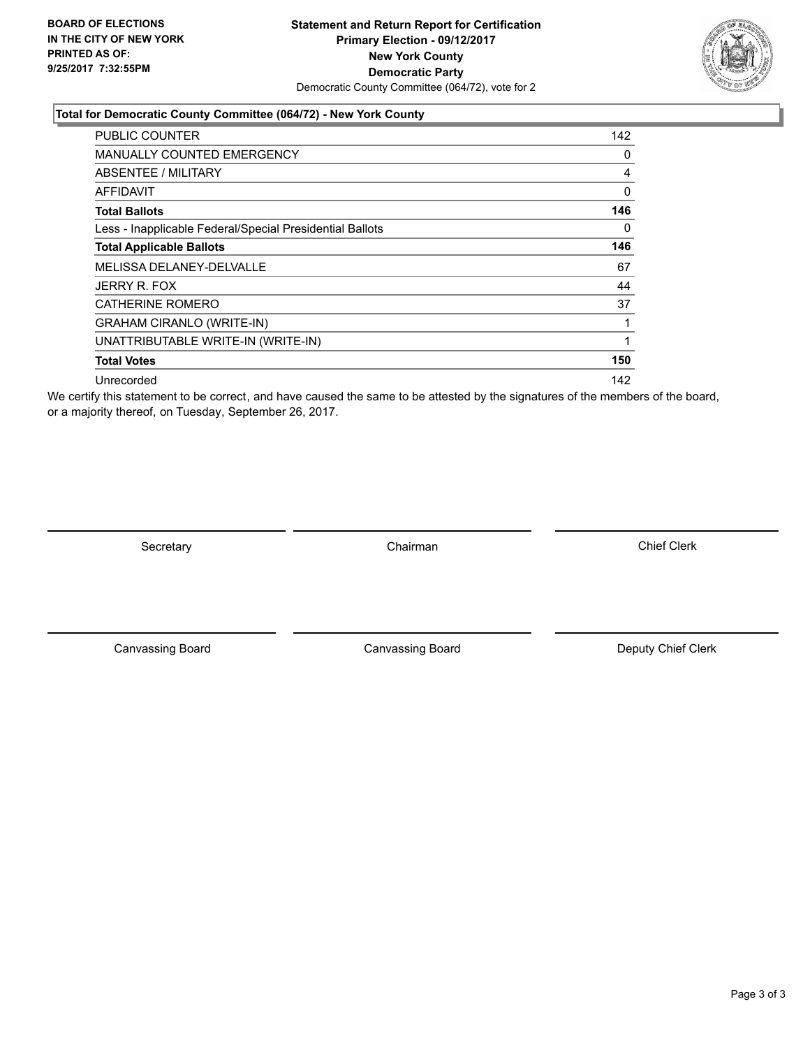**BOARD OF ELECTIONS IN THE CITY OF NEW YORK PRINTED AS OF: 9/25/2017 7:32:55PM**

**Statement and Return Report for Certification**
**Primary Election - 09/12/2017**
**New York County**
**Democratic Party**
Democratic County Committee (064/72), vote for 2

**Total for Democratic County Committee (064/72) - New York County**

| | |
|---|---|
| PUBLIC COUNTER | 142 |
| MANUALLY COUNTED EMERGENCY | 0 |
| ABSENTEE / MILITARY | 4 |
| AFFIDAVIT | 0 |
| **Total Ballots** | **146** |
| Less - Inapplicable Federal/Special Presidential Ballots | 0 |
| **Total Applicable Ballots** | **146** |
| MELISSA DELANEY-DELVALLE | 67 |
| JERRY R. FOX | 44 |
| CATHERINE ROMERO | 37 |
| GRAHAM CIRANLO (WRITE-IN) | 1 |
| UNATTRIBUTABLE WRITE-IN (WRITE-IN) | 1 |
| **Total Votes** | **150** |
| Unrecorded | 142 |

We certify this statement to be correct, and have caused the same to be attested by the signatures of the members of the board, or a majority thereof, on Tuesday, September 26, 2017.

Secretary

Chairman

Chief Clerk

Canvassing Board

Canvassing Board

Deputy Chief Clerk